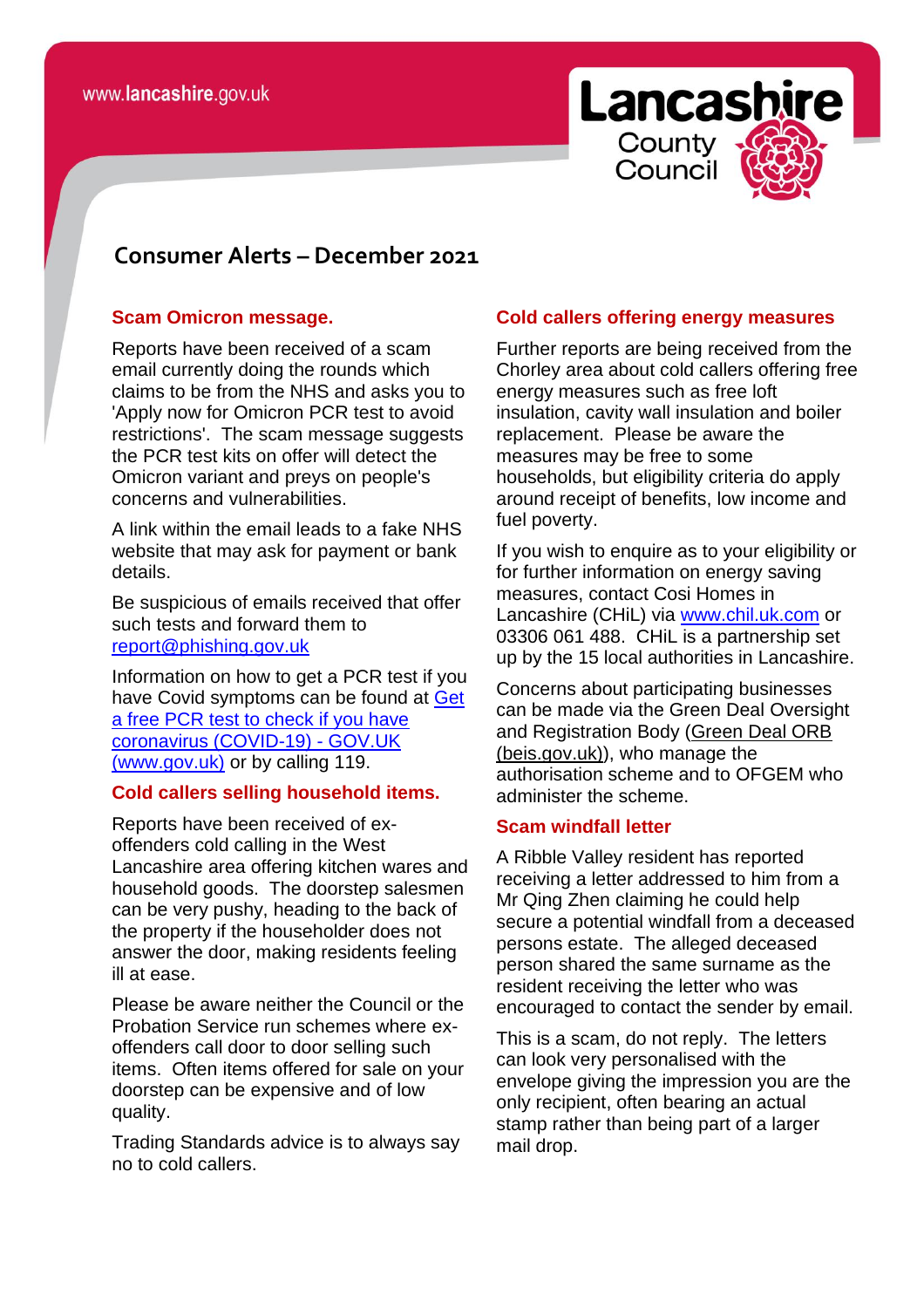# Consumer Alerts – December 2021

## Scam Omicron message.

Reports have been received of a scam email currently doing the rounds which claims to be from the NHS and asks you to 'Apply now for Omicron PCR test to avoid restrictions'. The scam message suggests the PCR test kits on offer will detect the Omicron variant and preys on people's concerns and vulnerabilities.

A link within the email leads to a fake NHS website that may ask for payment or bank details.

Be suspicious of emails received that offer such tests and forward them to report@phishing.gov.uk

Information on how to get a PCR test if you have Covid symptoms can be found at Get a free PCR test to check if you have coronavirus (COVID-19) - GOV.UK (www.gov.uk) or by calling 119.

## Cold callers selling household items.

Reports have been received of ex-offenders cold calling in the West Lancashire area offering kitchen wares and household goods. The doorstep salesmen can be very pushy, heading to the back of the property if the householder does not answer the door, making residents feeling ill at ease.

Please be aware neither the Council or the Probation Service run schemes where ex-offenders call door to door selling such items. Often items offered for sale on your doorstep can be expensive and of low quality.

Trading Standards advice is to always say no to cold callers.

## Cold callers offering energy measures

Further reports are being received from the Chorley area about cold callers offering free energy measures such as free loft insulation, cavity wall insulation and boiler replacement. Please be aware the measures may be free to some households, but eligibility criteria do apply around receipt of benefits, low income and fuel poverty.

If you wish to enquire as to your eligibility or for further information on energy saving measures, contact Cosi Homes in Lancashire (CHiL) via www.chil.uk.com or 03306 061 488. CHiL is a partnership set up by the 15 local authorities in Lancashire.

Concerns about participating businesses can be made via the Green Deal Oversight and Registration Body (Green Deal ORB (beis.gov.uk)), who manage the authorisation scheme and to OFGEM who administer the scheme.

## Scam windfall letter

A Ribble Valley resident has reported receiving a letter addressed to him from a Mr Qing Zhen claiming he could help secure a potential windfall from a deceased persons estate. The alleged deceased person shared the same surname as the resident receiving the letter who was encouraged to contact the sender by email.

This is a scam, do not reply. The letters can look very personalised with the envelope giving the impression you are the only recipient, often bearing an actual stamp rather than being part of a larger mail drop.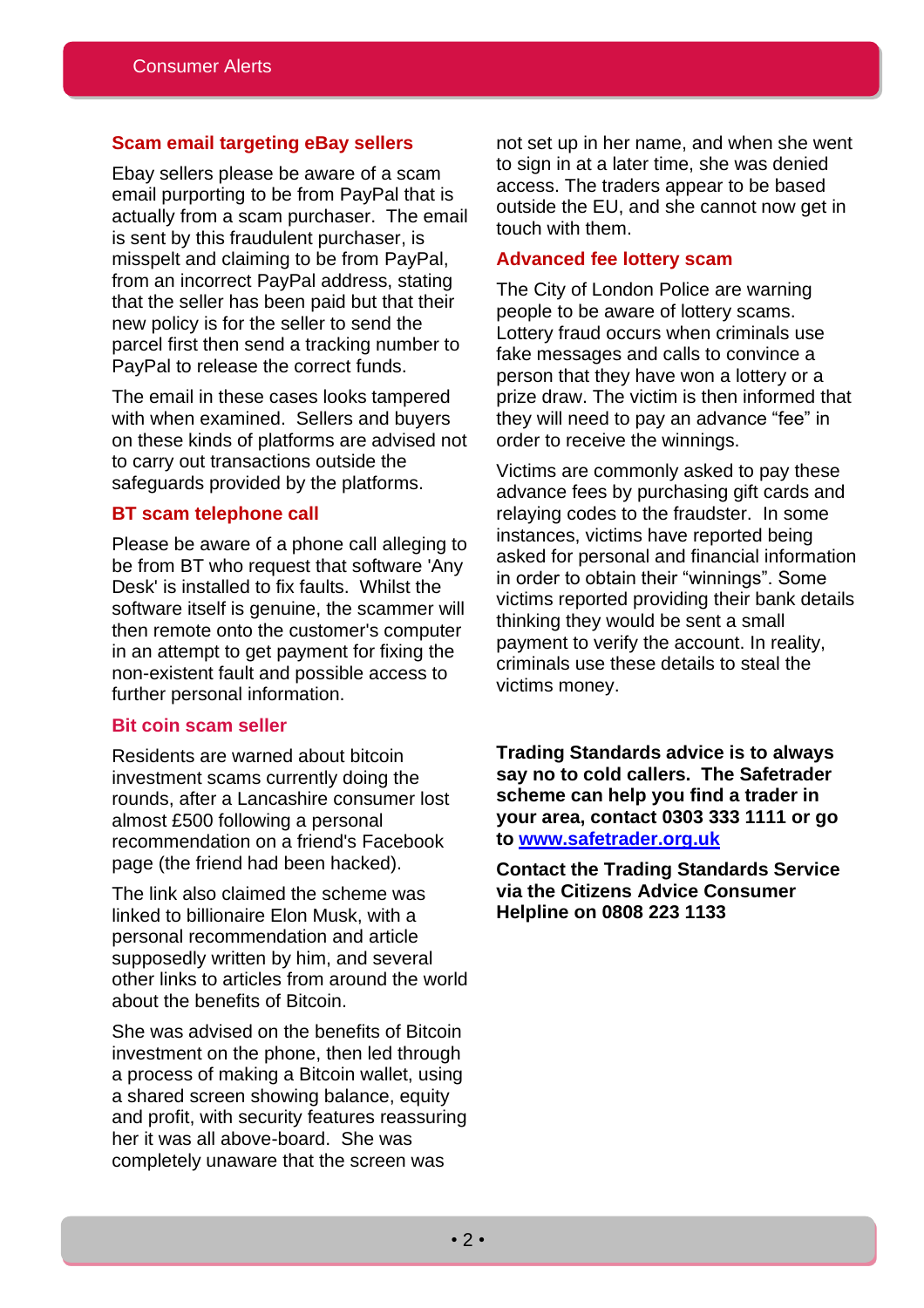## Consumer Alerts

### Scam email targeting eBay sellers

Ebay sellers please be aware of a scam email purporting to be from PayPal that is actually from a scam purchaser. The email is sent by this fraudulent purchaser, is misspelt and claiming to be from PayPal, from an incorrect PayPal address, stating that the seller has been paid but that their new policy is for the seller to send the parcel first then send a tracking number to PayPal to release the correct funds.

The email in these cases looks tampered with when examined. Sellers and buyers on these kinds of platforms are advised not to carry out transactions outside the safeguards provided by the platforms.

### BT scam telephone call

Please be aware of a phone call alleging to be from BT who request that software 'Any Desk' is installed to fix faults. Whilst the software itself is genuine, the scammer will then remote onto the customer's computer in an attempt to get payment for fixing the non-existent fault and possible access to further personal information.

### Bit coin scam seller

Residents are warned about bitcoin investment scams currently doing the rounds, after a Lancashire consumer lost almost £500 following a personal recommendation on a friend's Facebook page (the friend had been hacked).

The link also claimed the scheme was linked to billionaire Elon Musk, with a personal recommendation and article supposedly written by him, and several other links to articles from around the world about the benefits of Bitcoin.

She was advised on the benefits of Bitcoin investment on the phone, then led through a process of making a Bitcoin wallet, using a shared screen showing balance, equity and profit, with security features reassuring her it was all above-board. She was completely unaware that the screen was not set up in her name, and when she went to sign in at a later time, she was denied access. The traders appear to be based outside the EU, and she cannot now get in touch with them.

### Advanced fee lottery scam

The City of London Police are warning people to be aware of lottery scams. Lottery fraud occurs when criminals use fake messages and calls to convince a person that they have won a lottery or a prize draw. The victim is then informed that they will need to pay an advance “fee” in order to receive the winnings.

Victims are commonly asked to pay these advance fees by purchasing gift cards and relaying codes to the fraudster. In some instances, victims have reported being asked for personal and financial information in order to obtain their “winnings”. Some victims reported providing their bank details thinking they would be sent a small payment to verify the account. In reality, criminals use these details to steal the victims money.

**Trading Standards advice is to always say no to cold callers. The Safetrader scheme can help you find a trader in your area, contact 0303 333 1111 or go to [www.safetrader.org.uk](http://www.safetrader.org.uk)**

**Contact the Trading Standards Service via the Citizens Advice Consumer Helpline on 0808 223 1133**